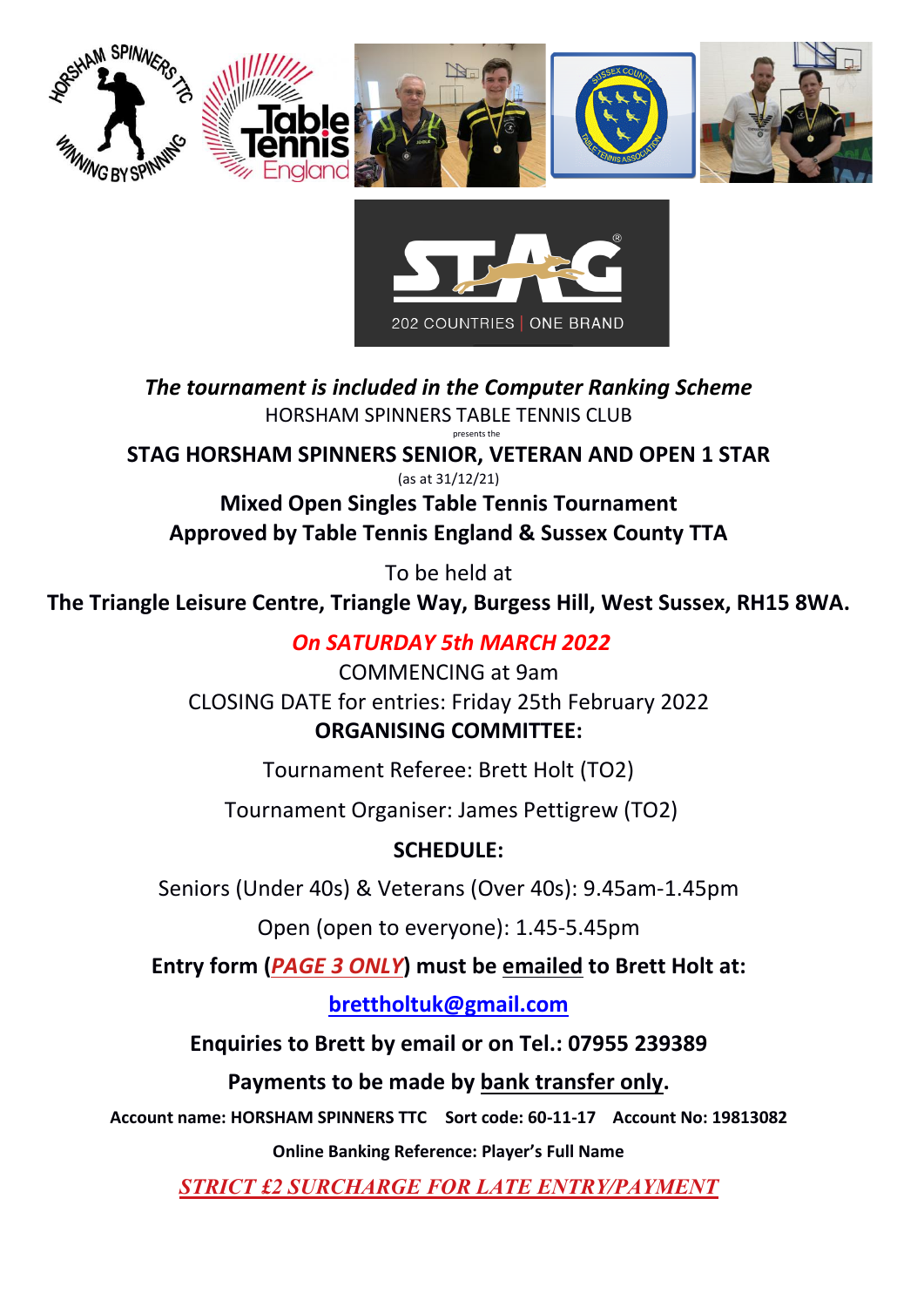***The tournament is included in the Computer Ranking Scheme***

HORSHAM SPINNERS TABLE TENNIS CLUB

presents the

**STAG HORSHAM SPINNERS SENIOR, VETERAN AND OPEN 1 STAR**

(as at 31/12/21)

**Mixed Open Singles Table Tennis Tournament**

**Approved by Table Tennis England & Sussex County TTA**

To be held at

**The Triangle Leisure Centre, Triangle Way, Burgess Hill, West Sussex, RH15 8WA.**

***On SATURDAY 5th MARCH 2022***

COMMENCING at 9am

CLOSING DATE for entries: Friday 25th February 2022

**ORGANISING COMMITTEE:**

Tournament Referee: Brett Holt (TO2)

Tournament Organiser: James Pettigrew (TO2)

**SCHEDULE:**

Seniors (Under 40s) & Veterans (Over 40s): 9.45am-1.45pm

Open (open to everyone): 1.45-5.45pm

**Entry form (*PAGE 3 ONLY*) must be emailed to Brett Holt at:**

**brettholtuk@gmail.com**

**Enquiries to Brett by email or on Tel.: 07955 239389**

**Payments to be made by bank transfer only.**

**Account name: HORSHAM SPINNERS TTC Sort code: 60-11-17 Account No: 19813082**

**Online Banking Reference: Player's Full Name**

***STRICT £2 SURCHARGE FOR LATE ENTRY/PAYMENT***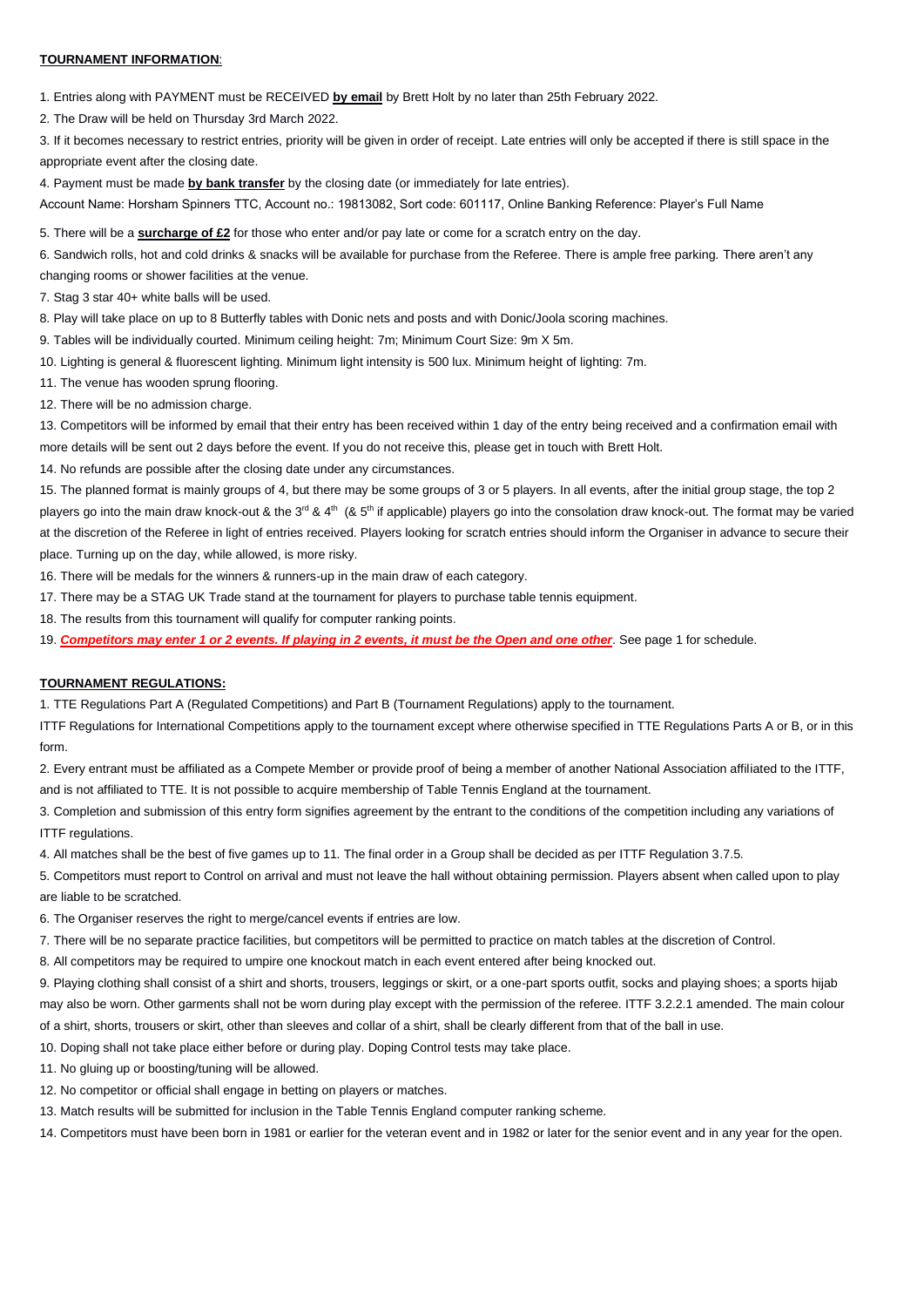**TOURNAMENT INFORMATION**:

1. Entries along with PAYMENT must be RECEIVED **by email** by Brett Holt by no later than 25th February 2022.

2. The Draw will be held on Thursday 3rd March 2022.

3. If it becomes necessary to restrict entries, priority will be given in order of receipt. Late entries will only be accepted if there is still space in the appropriate event after the closing date.

4. Payment must be made **by bank transfer** by the closing date (or immediately for late entries).

Account Name: Horsham Spinners TTC, Account no.: 19813082, Sort code: 601117, Online Banking Reference: Player's Full Name

5. There will be a **surcharge of £2** for those who enter and/or pay late or come for a scratch entry on the day.

6. Sandwich rolls, hot and cold drinks & snacks will be available for purchase from the Referee. There is ample free parking. There aren't any changing rooms or shower facilities at the venue.

7. Stag 3 star 40+ white balls will be used.

8. Play will take place on up to 8 Butterfly tables with Donic nets and posts and with Donic/Joola scoring machines.

9. Tables will be individually courted. Minimum ceiling height: 7m; Minimum Court Size: 9m X 5m.

10. Lighting is general & fluorescent lighting. Minimum light intensity is 500 lux. Minimum height of lighting: 7m.

11. The venue has wooden sprung flooring.

12. There will be no admission charge.

13. Competitors will be informed by email that their entry has been received within 1 day of the entry being received and a confirmation email with more details will be sent out 2 days before the event. If you do not receive this, please get in touch with Brett Holt.

14. No refunds are possible after the closing date under any circumstances.

15. The planned format is mainly groups of 4, but there may be some groups of 3 or 5 players. In all events, after the initial group stage, the top 2 players go into the main draw knock-out & the 3rd & 4th (& 5th if applicable) players go into the consolation draw knock-out. The format may be varied at the discretion of the Referee in light of entries received. Players looking for scratch entries should inform the Organiser in advance to secure their place. Turning up on the day, while allowed, is more risky.

16. There will be medals for the winners & runners-up in the main draw of each category.

17. There may be a STAG UK Trade stand at the tournament for players to purchase table tennis equipment.

18. The results from this tournament will qualify for computer ranking points.

19. ***Competitors may enter 1 or 2 events. If playing in 2 events, it must be the Open and one other***. See page 1 for schedule.

**TOURNAMENT REGULATIONS:**

1. TTE Regulations Part A (Regulated Competitions) and Part B (Tournament Regulations) apply to the tournament.

ITTF Regulations for International Competitions apply to the tournament except where otherwise specified in TTE Regulations Parts A or B, or in this form.

2. Every entrant must be affiliated as a Compete Member or provide proof of being a member of another National Association affiliated to the ITTF, and is not affiliated to TTE. It is not possible to acquire membership of Table Tennis England at the tournament.

3. Completion and submission of this entry form signifies agreement by the entrant to the conditions of the competition including any variations of ITTF regulations.

4. All matches shall be the best of five games up to 11. The final order in a Group shall be decided as per ITTF Regulation 3.7.5.

5. Competitors must report to Control on arrival and must not leave the hall without obtaining permission. Players absent when called upon to play are liable to be scratched.

6. The Organiser reserves the right to merge/cancel events if entries are low.

7. There will be no separate practice facilities, but competitors will be permitted to practice on match tables at the discretion of Control.

8. All competitors may be required to umpire one knockout match in each event entered after being knocked out.

9. Playing clothing shall consist of a shirt and shorts, trousers, leggings or skirt, or a one-part sports outfit, socks and playing shoes; a sports hijab may also be worn. Other garments shall not be worn during play except with the permission of the referee. ITTF 3.2.2.1 amended. The main colour of a shirt, shorts, trousers or skirt, other than sleeves and collar of a shirt, shall be clearly different from that of the ball in use.

10. Doping shall not take place either before or during play. Doping Control tests may take place.

11. No gluing up or boosting/tuning will be allowed.

12. No competitor or official shall engage in betting on players or matches.

13. Match results will be submitted for inclusion in the Table Tennis England computer ranking scheme.

14. Competitors must have been born in 1981 or earlier for the veteran event and in 1982 or later for the senior event and in any year for the open.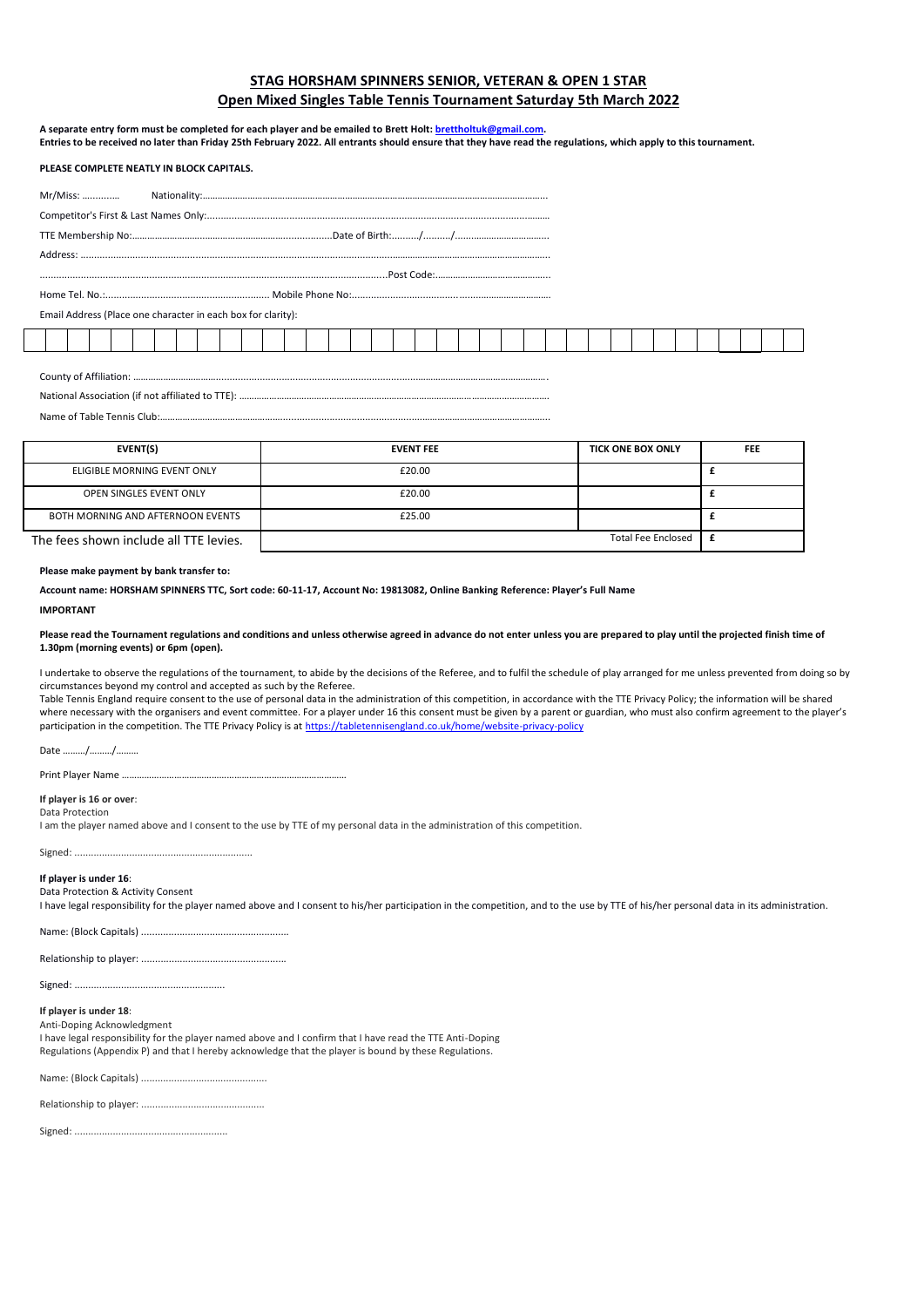## STAG HORSHAM SPINNERS SENIOR, VETERAN & OPEN 1 STAR
## Open Mixed Singles Table Tennis Tournament Saturday 5th March 2022

**A separate entry form must be completed for each player and be emailed to Brett Holt: brettholtuk@gmail.com.**
**Entries to be received no later than Friday 25th February 2022. All entrants should ensure that they have read the regulations, which apply to this tournament.**

**PLEASE COMPLETE NEATLY IN BLOCK CAPITALS.**

Mr/Miss: ………….. Nationality:……………………………………………………………………………………………………………………………..

Competitor's First & Last Names Only:……………………………………………………………………………………………………………………

TTE Membership No:…………………………………………………………………….Date of Birth:………./………./………………………………..

Address: ……………………………………………………………………………………………………………………………………………………………

……………………………………………………………………………………………………………………….Post Code:……………………………………….

Home Tel. No.:…………………………………………………… Mobile Phone No:………………………………….……………………………

Email Address (Place one character in each box for clarity):

| | | | | | | | | | | | | | | | | | | | | | | | | | | | | | | | | | | | | |
|---|---|---|---|---|---|---|---|---|---|---|---|---|---|---|---|---|---|---|---|---|---|---|---|---|---|---|---|---|---|---|---|---|---|---|---|
| | | | | | | | | | | | | | | | | | | | | | | | | | | | | | | | | | | | |

County of Affiliation: ……………………………………………………………………………………………………………………………………………….

National Association (if not affiliated to TTE): ……………………………………………………………………………………………………………

Name of Table Tennis Club:……………………………………………………………………………………………………………………………………….

| EVENT(S) | EVENT FEE | TICK ONE BOX ONLY | FEE |
|---|---|---|---|
| ELIGIBLE MORNING EVENT ONLY | £20.00 | | £ |
| OPEN SINGLES EVENT ONLY | £20.00 | | £ |
| BOTH MORNING AND AFTERNOON EVENTS | £25.00 | | £ |
| The fees shown include all TTE levies. | | Total Fee Enclosed | £ |

**Please make payment by bank transfer to:**

**Account name: HORSHAM SPINNERS TTC, Sort code: 60-11-17, Account No: 19813082, Online Banking Reference: Player's Full Name**

**IMPORTANT**

**Please read the Tournament regulations and conditions and unless otherwise agreed in advance do not enter unless you are prepared to play until the projected finish time of 1.30pm (morning events) or 6pm (open).**

I undertake to observe the regulations of the tournament, to abide by the decisions of the Referee, and to fulfil the schedule of play arranged for me unless prevented from doing so by circumstances beyond my control and accepted as such by the Referee.
Table Tennis England require consent to the use of personal data in the administration of this competition, in accordance with the TTE Privacy Policy; the information will be shared where necessary with the organisers and event committee. For a player under 16 this consent must be given by a parent or guardian, who must also confirm agreement to the player's participation in the competition. The TTE Privacy Policy is at https://tabletennisengland.co.uk/home/website-privacy-policy

Date ………/………/………

Print Player Name ……………………………………………………………………………

**If player is 16 or over**:
Data Protection
I am the player named above and I consent to the use by TTE of my personal data in the administration of this competition.

Signed: ……………………………………………………….

**If player is under 16**:
Data Protection & Activity Consent
I have legal responsibility for the player named above and I consent to his/her participation in the competition, and to the use by TTE of his/her personal data in its administration.

Name: (Block Capitals) ……………………………………………….

Relationship to player: ……………………………………………….

Signed: ……………………………………………….

**If player is under 18**:
Anti-Doping Acknowledgment
I have legal responsibility for the player named above and I confirm that I have read the TTE Anti-Doping Regulations (Appendix P) and that I hereby acknowledge that the player is bound by these Regulations.

Name: (Block Capitals) ……………………………………….

Relationship to player: ……………………………………….

Signed: ……………………………………………….